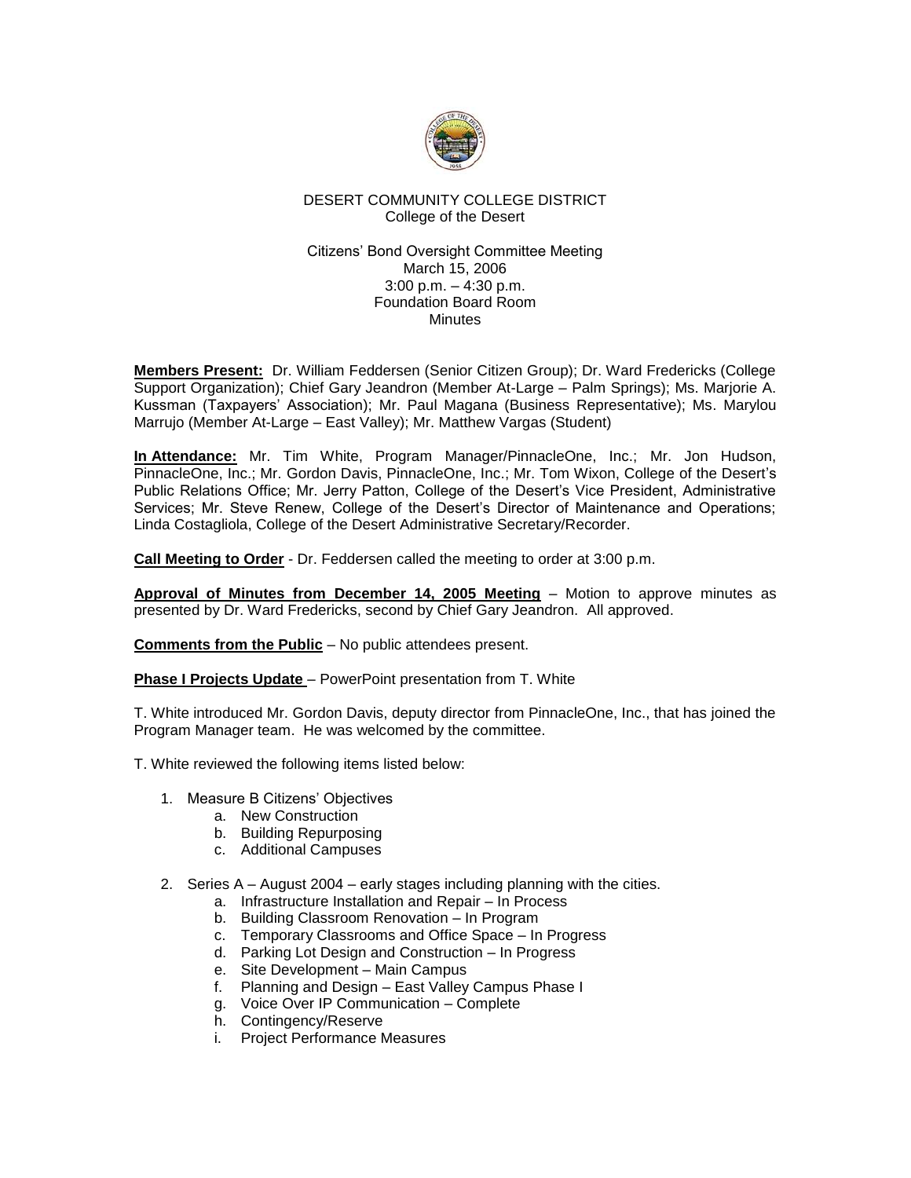DESERT COMMUNITY COLLEGE DISTRICT
College of the Desert

Citizens' Bond Oversight Committee Meeting
March 15, 2006
3:00 p.m. – 4:30 p.m.
Foundation Board Room
Minutes

**Members Present:** Dr. William Feddersen (Senior Citizen Group); Dr. Ward Fredericks (College Support Organization); Chief Gary Jeandron (Member At-Large – Palm Springs); Ms. Marjorie A. Kussman (Taxpayers' Association); Mr. Paul Magana (Business Representative); Ms. Marylou Marrujo (Member At-Large – East Valley); Mr. Matthew Vargas (Student)

**In Attendance:** Mr. Tim White, Program Manager/PinnacleOne, Inc.; Mr. Jon Hudson, PinnacleOne, Inc.; Mr. Gordon Davis, PinnacleOne, Inc.; Mr. Tom Wixon, College of the Desert's Public Relations Office; Mr. Jerry Patton, College of the Desert's Vice President, Administrative Services; Mr. Steve Renew, College of the Desert's Director of Maintenance and Operations; Linda Costagliola, College of the Desert Administrative Secretary/Recorder.

**Call Meeting to Order** - Dr. Feddersen called the meeting to order at 3:00 p.m.

**Approval of Minutes from December 14, 2005 Meeting** – Motion to approve minutes as presented by Dr. Ward Fredericks, second by Chief Gary Jeandron. All approved.

**Comments from the Public** – No public attendees present.

**Phase I Projects Update** – PowerPoint presentation from T. White

T. White introduced Mr. Gordon Davis, deputy director from PinnacleOne, Inc., that has joined the Program Manager team. He was welcomed by the committee.

T. White reviewed the following items listed below:

1. Measure B Citizens' Objectives
   a. New Construction
   b. Building Repurposing
   c. Additional Campuses
2. Series A – August 2004 – early stages including planning with the cities.
   a. Infrastructure Installation and Repair – In Process
   b. Building Classroom Renovation – In Program
   c. Temporary Classrooms and Office Space – In Progress
   d. Parking Lot Design and Construction – In Progress
   e. Site Development – Main Campus
   f. Planning and Design – East Valley Campus Phase I
   g. Voice Over IP Communication – Complete
   h. Contingency/Reserve
   i. Project Performance Measures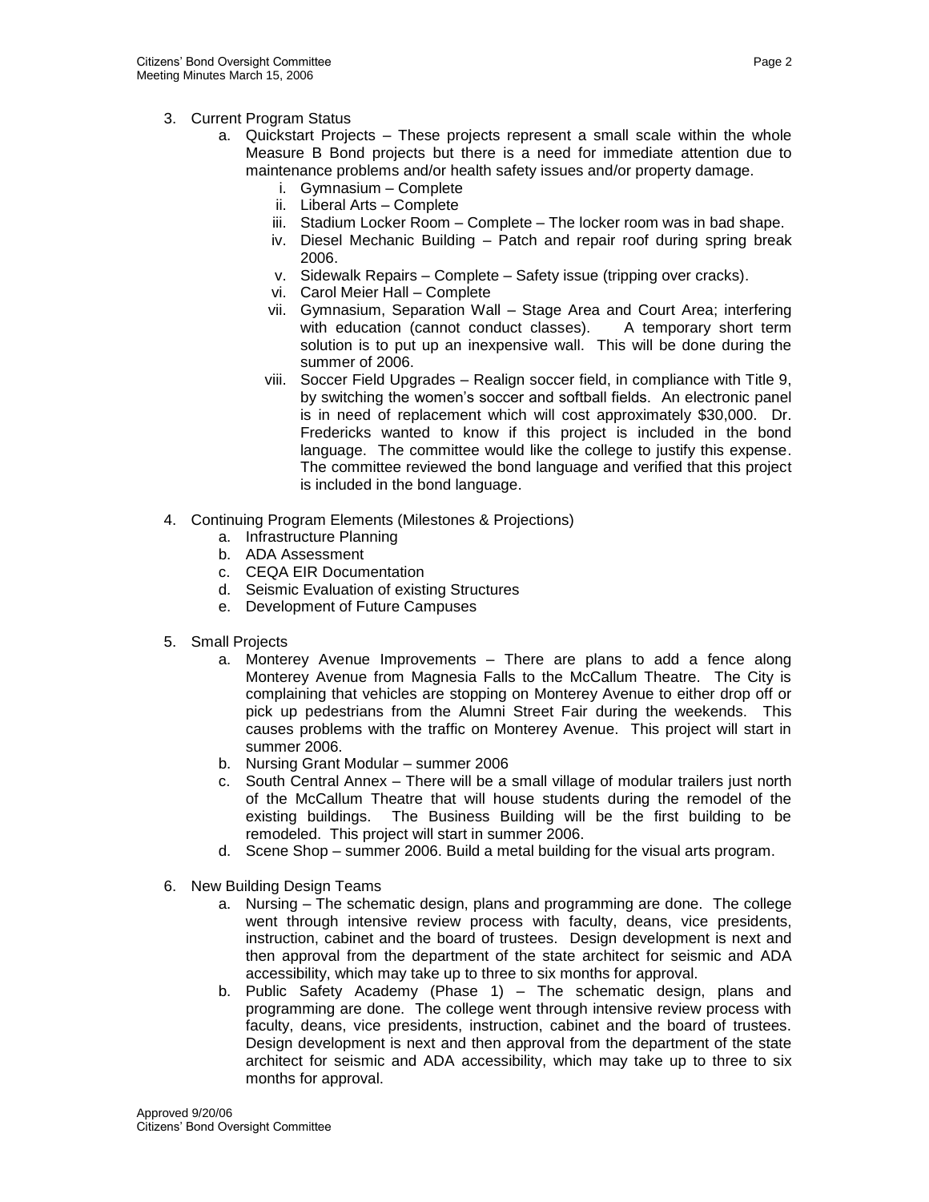3. Current Program Status
    a. Quickstart Projects – These projects represent a small scale within the whole Measure B Bond projects but there is a need for immediate attention due to maintenance problems and/or health safety issues and/or property damage.
        i. Gymnasium – Complete
        ii. Liberal Arts – Complete
        iii. Stadium Locker Room – Complete – The locker room was in bad shape.
        iv. Diesel Mechanic Building – Patch and repair roof during spring break 2006.
        v. Sidewalk Repairs – Complete – Safety issue (tripping over cracks).
        vi. Carol Meier Hall – Complete
        vii. Gymnasium, Separation Wall – Stage Area and Court Area; interfering with education (cannot conduct classes). A temporary short term solution is to put up an inexpensive wall. This will be done during the summer of 2006.
        viii. Soccer Field Upgrades – Realign soccer field, in compliance with Title 9, by switching the women's soccer and softball fields. An electronic panel is in need of replacement which will cost approximately $30,000. Dr. Fredericks wanted to know if this project is included in the bond language. The committee would like the college to justify this expense. The committee reviewed the bond language and verified that this project is included in the bond language.

4. Continuing Program Elements (Milestones & Projections)
    a. Infrastructure Planning
    b. ADA Assessment
    c. CEQA EIR Documentation
    d. Seismic Evaluation of existing Structures
    e. Development of Future Campuses

5. Small Projects
    a. Monterey Avenue Improvements – There are plans to add a fence along Monterey Avenue from Magnesia Falls to the McCallum Theatre. The City is complaining that vehicles are stopping on Monterey Avenue to either drop off or pick up pedestrians from the Alumni Street Fair during the weekends. This causes problems with the traffic on Monterey Avenue. This project will start in summer 2006.
    b. Nursing Grant Modular – summer 2006
    c. South Central Annex – There will be a small village of modular trailers just north of the McCallum Theatre that will house students during the remodel of the existing buildings. The Business Building will be the first building to be remodeled. This project will start in summer 2006.
    d. Scene Shop – summer 2006. Build a metal building for the visual arts program.

6. New Building Design Teams
    a. Nursing – The schematic design, plans and programming are done. The college went through intensive review process with faculty, deans, vice presidents, instruction, cabinet and the board of trustees. Design development is next and then approval from the department of the state architect for seismic and ADA accessibility, which may take up to three to six months for approval.
    b. Public Safety Academy (Phase 1) – The schematic design, plans and programming are done. The college went through intensive review process with faculty, deans, vice presidents, instruction, cabinet and the board of trustees. Design development is next and then approval from the department of the state architect for seismic and ADA accessibility, which may take up to three to six months for approval.

Approved 9/20/06
Citizens' Bond Oversight Committee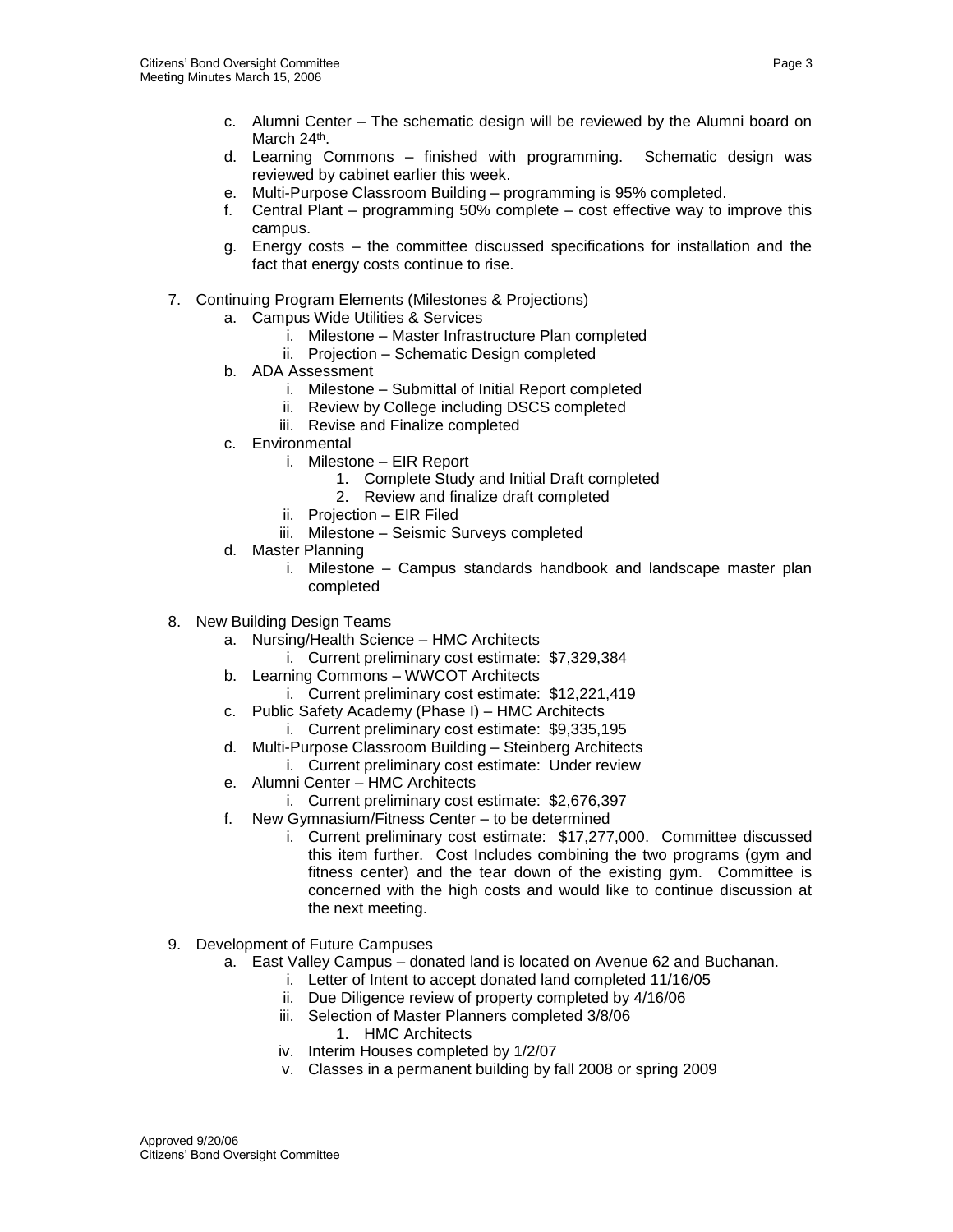c. Alumni Center – The schematic design will be reviewed by the Alumni board on March 24th.
d. Learning Commons – finished with programming. Schematic design was reviewed by cabinet earlier this week.
e. Multi-Purpose Classroom Building – programming is 95% completed.
f. Central Plant – programming 50% complete – cost effective way to improve this campus.
g. Energy costs – the committee discussed specifications for installation and the fact that energy costs continue to rise.

7. Continuing Program Elements (Milestones & Projections)
   a. Campus Wide Utilities & Services
      i. Milestone – Master Infrastructure Plan completed
      ii. Projection – Schematic Design completed
   b. ADA Assessment
      i. Milestone – Submittal of Initial Report completed
      ii. Review by College including DSCS completed
      iii. Revise and Finalize completed
   c. Environmental
      i. Milestone – EIR Report
         1. Complete Study and Initial Draft completed
         2. Review and finalize draft completed
      ii. Projection – EIR Filed
      iii. Milestone – Seismic Surveys completed
   d. Master Planning
      i. Milestone – Campus standards handbook and landscape master plan completed

8. New Building Design Teams
   a. Nursing/Health Science – HMC Architects
      i. Current preliminary cost estimate: $7,329,384
   b. Learning Commons – WWCOT Architects
      i. Current preliminary cost estimate: $12,221,419
   c. Public Safety Academy (Phase I) – HMC Architects
      i. Current preliminary cost estimate: $9,335,195
   d. Multi-Purpose Classroom Building – Steinberg Architects
      i. Current preliminary cost estimate: Under review
   e. Alumni Center – HMC Architects
      i. Current preliminary cost estimate: $2,676,397
   f. New Gymnasium/Fitness Center – to be determined
      i. Current preliminary cost estimate: $17,277,000. Committee discussed this item further. Cost Includes combining the two programs (gym and fitness center) and the tear down of the existing gym. Committee is concerned with the high costs and would like to continue discussion at the next meeting.

9. Development of Future Campuses
   a. East Valley Campus – donated land is located on Avenue 62 and Buchanan.
      i. Letter of Intent to accept donated land completed 11/16/05
      ii. Due Diligence review of property completed by 4/16/06
      iii. Selection of Master Planners completed 3/8/06
         1. HMC Architects
      iv. Interim Houses completed by 1/2/07
      v. Classes in a permanent building by fall 2008 or spring 2009

Approved 9/20/06
Citizens' Bond Oversight Committee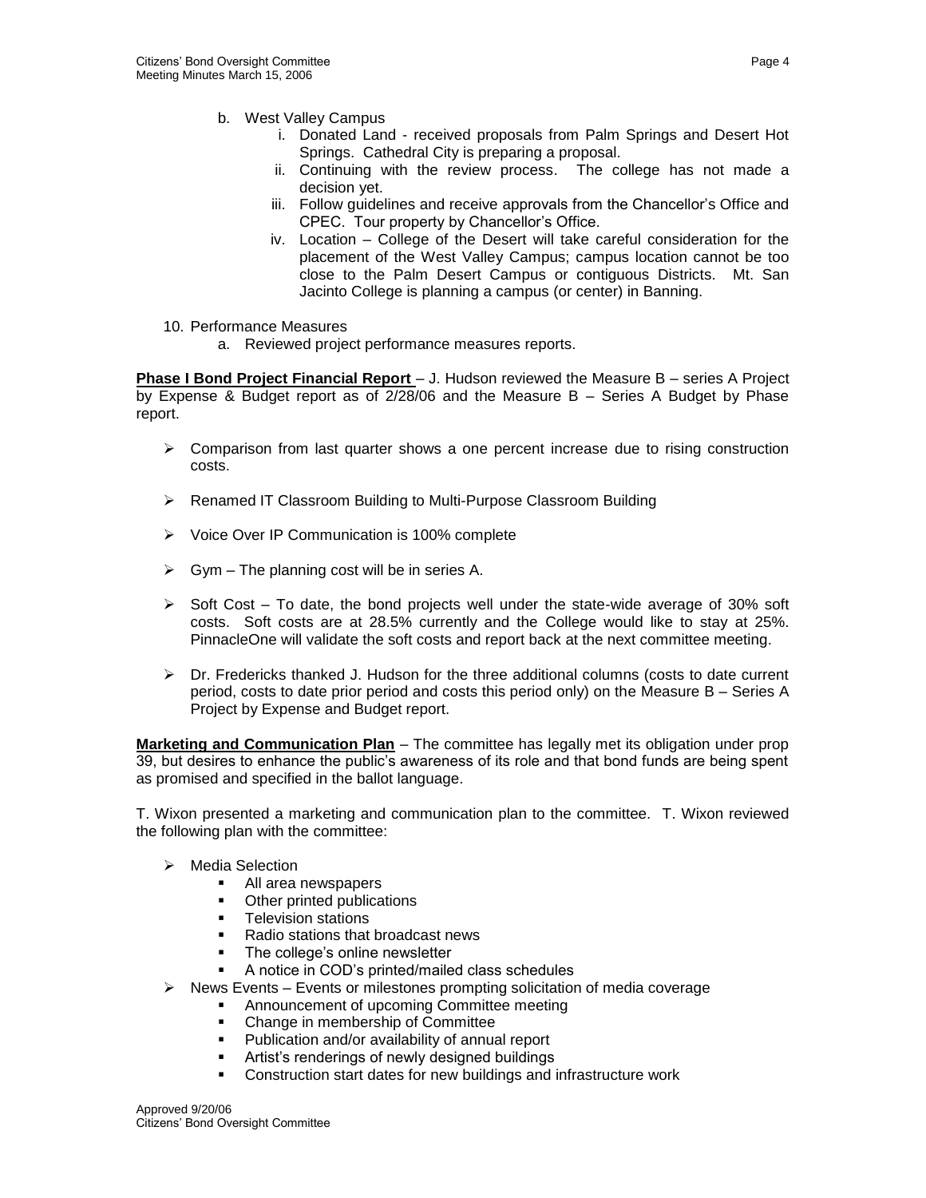b. West Valley Campus
    i. Donated Land - received proposals from Palm Springs and Desert Hot Springs. Cathedral City is preparing a proposal.
    ii. Continuing with the review process. The college has not made a decision yet.
    iii. Follow guidelines and receive approvals from the Chancellor's Office and CPEC. Tour property by Chancellor's Office.
    iv. Location – College of the Desert will take careful consideration for the placement of the West Valley Campus; campus location cannot be too close to the Palm Desert Campus or contiguous Districts. Mt. San Jacinto College is planning a campus (or center) in Banning.

10. Performance Measures
    a. Reviewed project performance measures reports.

**Phase I Bond Project Financial Report** – J. Hudson reviewed the Measure B – series A Project by Expense & Budget report as of 2/28/06 and the Measure B – Series A Budget by Phase report.

- Comparison from last quarter shows a one percent increase due to rising construction costs.
- Renamed IT Classroom Building to Multi-Purpose Classroom Building
- Voice Over IP Communication is 100% complete
- Gym – The planning cost will be in series A.
- Soft Cost – To date, the bond projects well under the state-wide average of 30% soft costs. Soft costs are at 28.5% currently and the College would like to stay at 25%. PinnacleOne will validate the soft costs and report back at the next committee meeting.
- Dr. Fredericks thanked J. Hudson for the three additional columns (costs to date current period, costs to date prior period and costs this period only) on the Measure B – Series A Project by Expense and Budget report.

**Marketing and Communication Plan** – The committee has legally met its obligation under prop 39, but desires to enhance the public's awareness of its role and that bond funds are being spent as promised and specified in the ballot language.

T. Wixon presented a marketing and communication plan to the committee. T. Wixon reviewed the following plan with the committee:

- Media Selection
    - All area newspapers
    - Other printed publications
    - Television stations
    - Radio stations that broadcast news
    - The college's online newsletter
    - A notice in COD's printed/mailed class schedules
- News Events – Events or milestones prompting solicitation of media coverage
    - Announcement of upcoming Committee meeting
    - Change in membership of Committee
    - Publication and/or availability of annual report
    - Artist's renderings of newly designed buildings
    - Construction start dates for new buildings and infrastructure work

Approved 9/20/06
Citizens' Bond Oversight Committee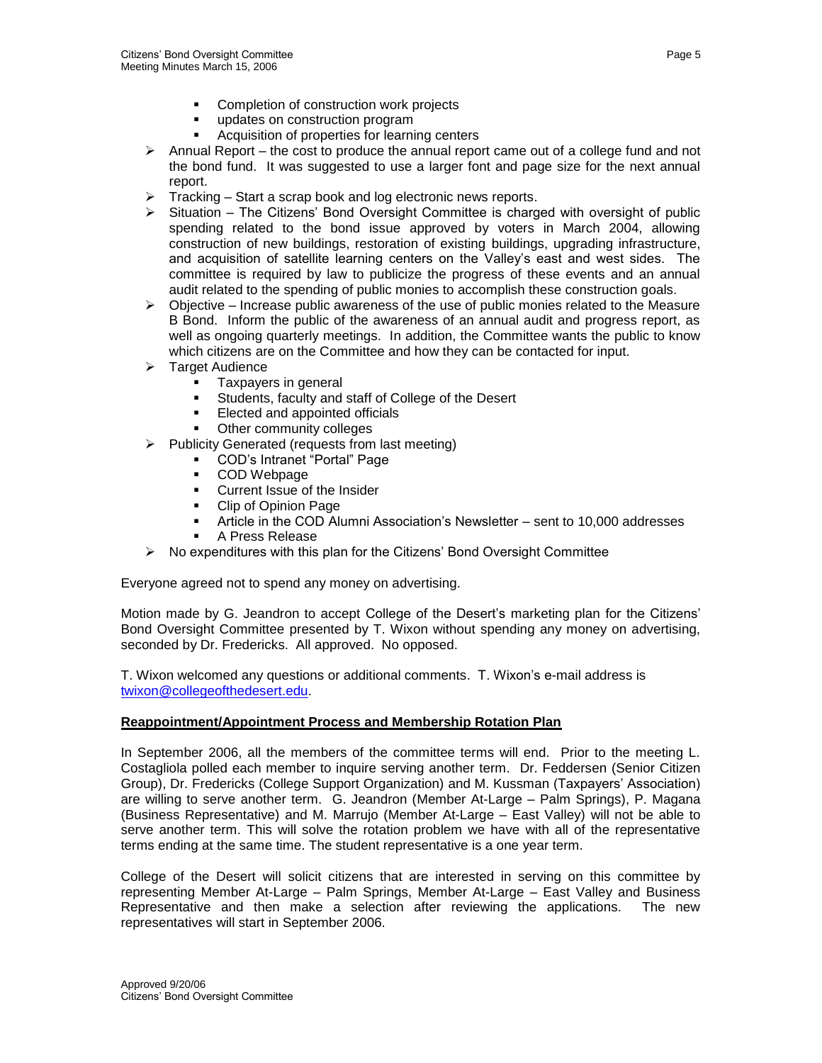- Completion of construction work projects
    - updates on construction program
    - Acquisition of properties for learning centers
- Annual Report – the cost to produce the annual report came out of a college fund and not the bond fund. It was suggested to use a larger font and page size for the next annual report.
- Tracking – Start a scrap book and log electronic news reports.
- Situation – The Citizens' Bond Oversight Committee is charged with oversight of public spending related to the bond issue approved by voters in March 2004, allowing construction of new buildings, restoration of existing buildings, upgrading infrastructure, and acquisition of satellite learning centers on the Valley's east and west sides. The committee is required by law to publicize the progress of these events and an annual audit related to the spending of public monies to accomplish these construction goals.
- Objective – Increase public awareness of the use of public monies related to the Measure B Bond. Inform the public of the awareness of an annual audit and progress report, as well as ongoing quarterly meetings. In addition, the Committee wants the public to know which citizens are on the Committee and how they can be contacted for input.
- Target Audience
    - Taxpayers in general
    - Students, faculty and staff of College of the Desert
    - Elected and appointed officials
    - Other community colleges
- Publicity Generated (requests from last meeting)
    - COD's Intranet "Portal" Page
    - COD Webpage
    - Current Issue of the Insider
    - Clip of Opinion Page
    - Article in the COD Alumni Association's Newsletter – sent to 10,000 addresses
    - A Press Release
- No expenditures with this plan for the Citizens' Bond Oversight Committee

Everyone agreed not to spend any money on advertising.

Motion made by G. Jeandron to accept College of the Desert's marketing plan for the Citizens' Bond Oversight Committee presented by T. Wixon without spending any money on advertising, seconded by Dr. Fredericks. All approved. No opposed.

T. Wixon welcomed any questions or additional comments. T. Wixon's e-mail address is twixon@collegeofthedesert.edu.

**Reappointment/Appointment Process and Membership Rotation Plan**

In September 2006, all the members of the committee terms will end. Prior to the meeting L. Costagliola polled each member to inquire serving another term. Dr. Feddersen (Senior Citizen Group), Dr. Fredericks (College Support Organization) and M. Kussman (Taxpayers' Association) are willing to serve another term. G. Jeandron (Member At-Large – Palm Springs), P. Magana (Business Representative) and M. Marrujo (Member At-Large – East Valley) will not be able to serve another term. This will solve the rotation problem we have with all of the representative terms ending at the same time. The student representative is a one year term.

College of the Desert will solicit citizens that are interested in serving on this committee by representing Member At-Large – Palm Springs, Member At-Large – East Valley and Business Representative and then make a selection after reviewing the applications. The new representatives will start in September 2006.

Approved 9/20/06
Citizens' Bond Oversight Committee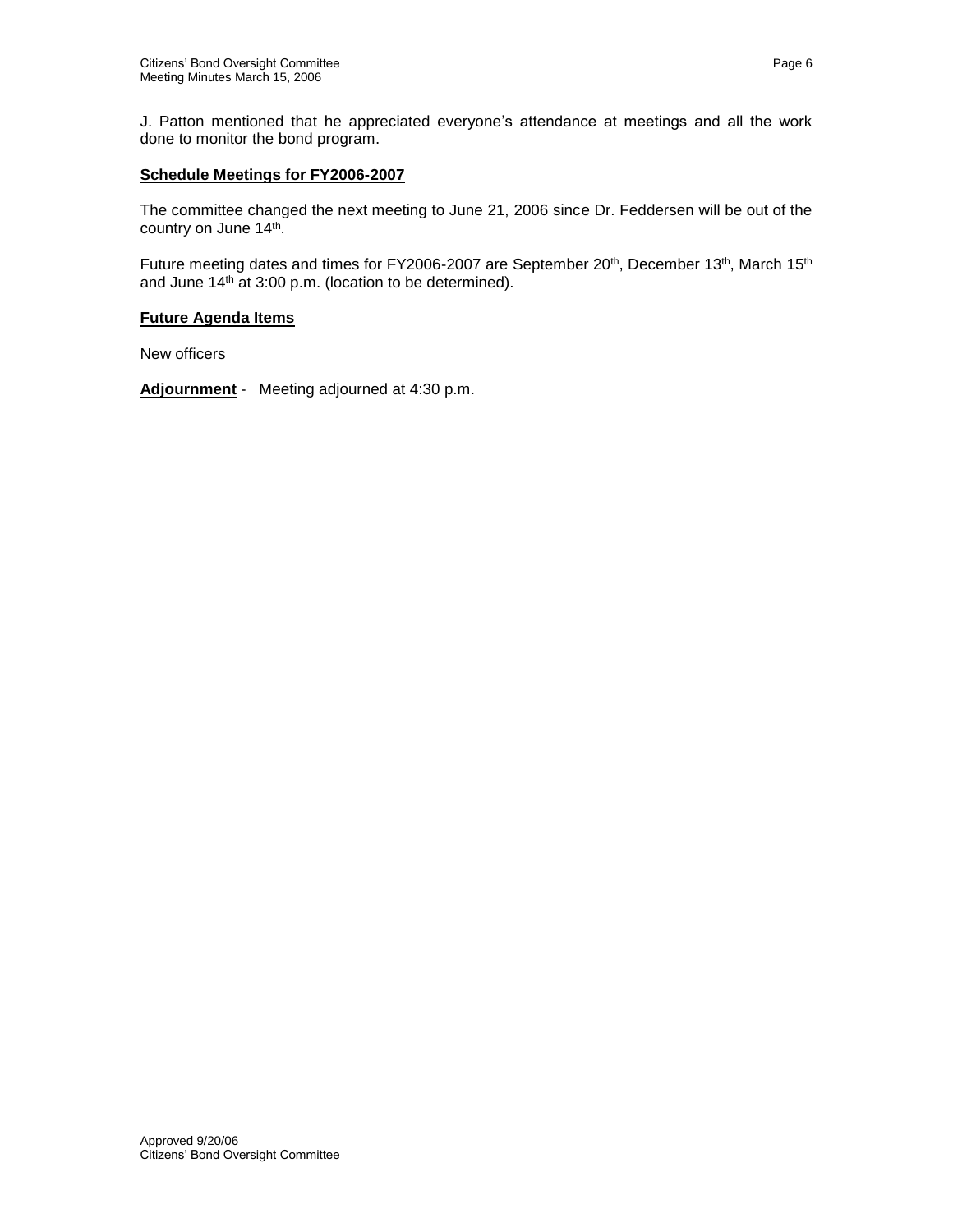J. Patton mentioned that he appreciated everyone's attendance at meetings and all the work done to monitor the bond program.

**Schedule Meetings for FY2006-2007**

The committee changed the next meeting to June 21, 2006 since Dr. Feddersen will be out of the country on June 14th.

Future meeting dates and times for FY2006-2007 are September 20th, December 13th, March 15th and June 14th at 3:00 p.m. (location to be determined).

**Future Agenda Items**

New officers

**Adjournment** - Meeting adjourned at 4:30 p.m.

Approved 9/20/06
Citizens' Bond Oversight Committee